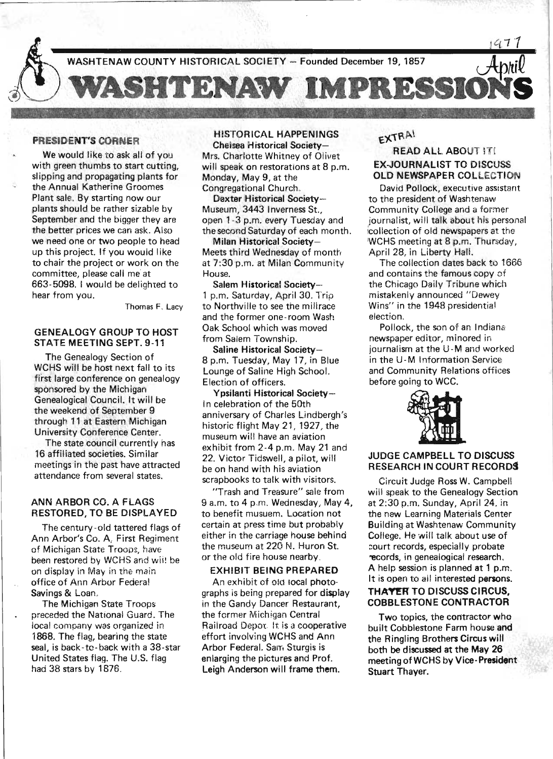# WASHTENAW IMPRESSIONS

WASHTENAW COUNTY HISTORICAL SOCIETY — Founded December 19, 1857

1977 April

## PRESIDENT'S CORNER

We would like to ask all of you with green thumbs to start cutting, slipping and propagating plants for the Annual Katherine Groomes Plant sale. By starting now our plants should be rather sizable by September and the bigger they are the better prices we can ask. Also we need one or two people to head up this project. If you would like to chair the project or work on the committee, please call me at 663-5098. I would be delighted to hear from you.

Thomas F. Lacy

## GENEALOGY GROUP TO HOST STATE MEETING SEPT. 9-11

The Genealogy Section of WCHS will be host next fall to its first large conference on genealogy sponsored by the Michigan Genealogical Council. It will be the weekend of September 9 through 11 at Eastern Michigan University Conference Center.

The state council currently has 16 affiliated societies. Similar meetings in the past have attracted attendance from several states.

## ANN ARBOR CO. A FLAGS RESTORED, TO BE DISPLAYED

The century-old tattered flags of Ann Arbor's Co. A, First Regiment of Michigan State Troops, have been restored by WCHS and will be on display in May in the main office of Ann Arbor Federal Savings & Loan.

The Michigan State Troops preceded the National Guard. The local company was organized in 1868. The flag, bearing the state seal, is back-to-back with a 38-star United States flag. The U.S. flag had 38 stars by 1876.

## HISTORICAL HAPPENINGS

**Chelsea Historical Society**— Mrs. Charlotte Whitney of Olivet will speak on restorations at 8 p.m. Monday, May 9, at the Congregational Church.

**Dexter Historical Society**— Museum, 3443 Inverness St., open 1-3 p.m. every Tuesday and the second Saturday of each month.

**Milan Historical Society**— Meets third Wednesday of month at 7:30 p.m. at Milan Community House.

**Salem Historical Society**— 1 p.m. Saturday, April 30. Trip to Northville to see the millrace and the former one-room Wash Oak School which was moved from Salem Township.

**Saline Historical Society**— 8 p.m. Tuesday, May 17, in Blue Lounge of Saline High School. Election of officers.

**Ypsilanti Historical Society**— In celebration of the 50th anniversary of Charles Lindbergh's historic flight May 21, 1927, the museum will have an aviation exhibit from 2-4 p.m. May 21 and 22. Victor Tidswell, a pilot, will be on hand with his aviation scrapbooks to talk with visitors.

"Trash and Treasure" sale from 9 a.m. to 4 p.m. Wednesday, May 4, to benefit musuem. Location not certain at press time but probably either in the carriage house behind the museum at 220 N. Huron St. or the old fire house nearby.

### EXHIBIT BEING PREPARED

An exhibit of old local photographs is being prepared for display in the Gandy Dancer Restaurant, the former Michigan Central Railroad Depot. It is a cooperative effort involving WCHS and Ann Arbor Federal. Sam Sturgis is enlarging the pictures and Prof. Leigh Anderson will frame them.

## EXTRA!

### READ ALL ABOUT IT!

### EX-JOURNALIST TO DISCUSS OLD NEWSPAPER COLLECTION

David Pollock, executive assistant to the president of Washtenaw Community College and a former journalist, will talk about his personal collection of old newspapers at the WCHS meeting at 8 p.m. Thursday, April 28, in Liberty Hall.

The collection dates back to 1666 and contains the famous copy of the Chicago Daily Tribune which mistakenly announced "Dewey Wins" in the 1948 presidential election.

Pollock, the son of an Indiana newspaper editor, minored in journalism at the U-M and worked in the U-M Information Service and Community Relations offices before going to WCC.

## JUDGE CAMPBELL TO DISCUSS RESEARCH IN COURT RECORDS

Circuit Judge Ross W. Campbell will speak to the Genealogy Section at 2:30 p.m. Sunday, April 24, in the new Learning Materials Center Building at Washtenaw Community College. He will talk about use of court records, especially probate records, in genealogical research. A help session is planned at 1 p.m. It is open to all interested persons.

## THAYER TO DISCUSS CIRCUS, COBBLESTONE CONTRACTOR

Two topics, the contractor who built Cobblestone Farm house and the Ringling Brothers Circus will both be discussed at the May 26 meeting of WCHS by Vice-President Stuart Thayer.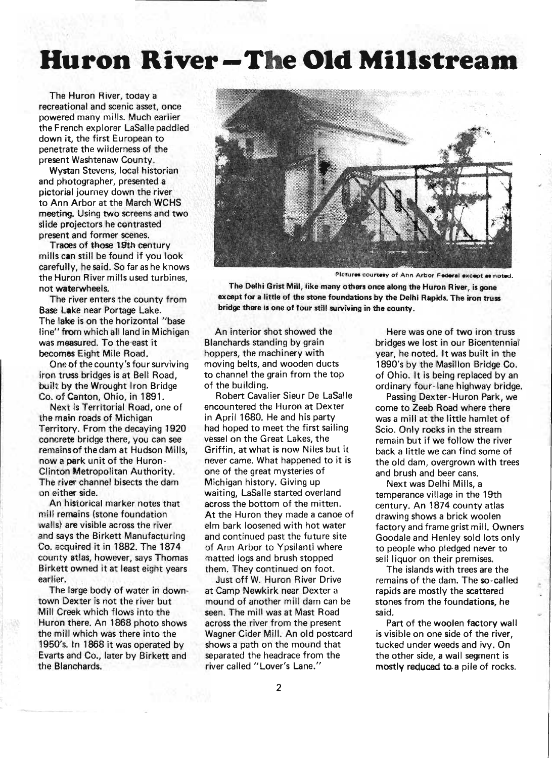# Huron River – The Old Millstream

The Huron River, today a recreational and scenic asset, once powered many mills. Much earlier the French explorer LaSalle paddled down it, the first European to penetrate the wilderness of the present Washtenaw County.

Wystan Stevens, local historian and photographer, presented a pictorial journey down the river to Ann Arbor at the March WCHS meeting. Using two screens and two slide projectors he contrasted present and former scenes.

Traces of those 19th century mills can still be found if you look carefully, he said. So far as he knows the Huron River mills used turbines, not waterwheels.

The river enters the county from Base Lake near Portage Lake. The lake is on the horizontal "base line" from which all land in Michigan was measured. To the east it becomes Eight Mile Road.

One of the county's four surviving iron truss bridges is at Bell Road, built by the Wrought Iron Bridge Co. of Canton, Ohio, in 1891.

Next is Territorial Road, one of the main roads of Michigan Territory. From the decaying 1920 concrete bridge there, you can see remains of the dam at Hudson Mills, now a park unit of the Huron-Clinton Metropolitan Authority. The river channel bisects the dam on either side.

An historical marker notes that mill remains (stone foundation walls) are visible across the river and says the Birkett Manufacturing Co. acquired it in 1882. The 1874 county atlas, however, says Thomas Birkett owned it at least eight years earlier.

The large body of water in downtown Dexter is not the river but Mill Creek which flows into the Huron there. An 1868 photo shows the mill which was there into the 1950's. In 1868 it was operated by Evarts and Co., later by Birkett and the Blanchards.

Pictures courtesy of Ann Arbor Federal except as noted.

**The Delhi Grist Mill, like many others once along the Huron River, is gone except for a little of the stone foundations by the Delhi Rapids. The iron truss bridge there is one of four still surviving in the county.**

An interior shot showed the Blanchards standing by grain hoppers, the machinery with moving belts, and wooden ducts to channel the grain from the top of the building.

Robert Cavalier Sieur De LaSalle encountered the Huron at Dexter in April 1680. He and his party had hoped to meet the first sailing vessel on the Great Lakes, the Griffin, at what is now Niles but it never came. What happened to it is one of the great mysteries of Michigan history. Giving up waiting, LaSalle started overland across the bottom of the mitten. At the Huron they made a canoe of elm bark loosened with hot water and continued past the future site of Ann Arbor to Ypsilanti where matted logs and brush stopped them. They continued on foot.

Just off W. Huron River Drive at Camp Newkirk near Dexter a mound of another mill dam can be seen. The mill was at Mast Road across the river from the present Wagner Cider Mill. An old postcard shows a path on the mound that separated the headrace from the river called "Lover's Lane."

Here was one of two iron truss bridges we lost in our Bicentennial year, he noted. It was built in the 1890's by the Masillon Bridge Co. of Ohio. It is being replaced by an ordinary four-lane highway bridge.

Passing Dexter-Huron Park, we come to Zeeb Road where there was a mill at the little hamlet of Scio. Only rocks in the stream remain but if we follow the river back a little we can find some of the old dam, overgrown with trees and brush and beer cans.

Next was Delhi Mills, a temperance village in the 19th century. An 1874 county atlas drawing shows a brick woolen factory and frame grist mill. Owners Goodale and Henley sold lots only to people who pledged never to sell liquor on their premises.

The islands with trees are the remains of the dam. The so-called rapids are mostly the scattered stones from the foundations, he said.

Part of the woolen factory wall is visible on one side of the river, tucked under weeds and ivy. On the other side, a wall segment is mostly reduced to a pile of rocks.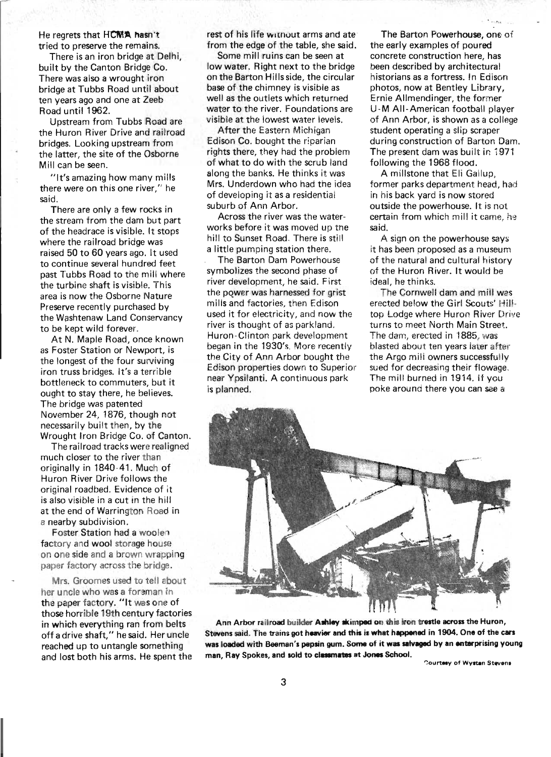He regrets that HCMA hasn't tried to preserve the remains.

There is an iron bridge at Delhi, built by the Canton Bridge Co. There was also a wrought iron bridge at Tubbs Road until about ten years ago and one at Zeeb Road until 1962.

Upstream from Tubbs Road are the Huron River Drive and railroad bridges. Looking upstream from the latter, the site of the Osborne Mill can be seen.

"It's amazing how many mills there were on this one river," he said.

There are only a few rocks in the stream from the dam but part of the headrace is visible. It stops where the railroad bridge was raised 50 to 60 years ago. It used to continue several hundred feet past Tubbs Road to the mill where the turbine shaft is visible. This area is now the Osborne Nature Preserve recently purchased by the Washtenaw Land Conservancy to be kept wild forever.

At N. Maple Road, once known as Foster Station or Newport, is the longest of the four surviving iron truss bridges. It's a terrible bottleneck to commuters, but it ought to stay there, he believes. The bridge was patented November 24, 1876, though not necessarily built then, by the Wrought Iron Bridge Co. of Canton.

The railroad tracks were realigned much closer to the river than originally in 1840-41. Much of Huron River Drive follows the original roadbed. Evidence of it is also visible in a cut in the hill at the end of Warrington Road in a nearby subdivision.

Foster Station had a woolen factory and wool storage house on one side and a brown wrapping paper factory across the bridge.

Mrs. Groomes used to tell about her uncle who was a foreman in the paper factory. "It was one of those horrible 19th century factories in which everything ran from belts off a drive shaft," he said. Her uncle reached up to untangle something and lost both his arms. He spent the rest of his life without arms and ate from the edge of the table, she said.

Some mill ruins can be seen at low water. Right next to the bridge on the Barton Hills side, the circular base of the chimney is visible as well as the outlets which returned water to the river. Foundations are visible at the lowest water levels.

After the Eastern Michigan Edison Co. bought the riparian rights there, they had the problem of what to do with the scrub land along the banks. He thinks it was Mrs. Underdown who had the idea of developing it as a residential suburb of Ann Arbor.

Across the river was the waterworks before it was moved up the hill to Sunset Road. There is still a little pumping station there.

The Barton Dam Powerhouse symbolizes the second phase of river development, he said. First the power was harnessed for grist mills and factories, then Edison used it for electricity, and now the river is thought of as parkland. Huron-Clinton park development began in the 1930's. More recently the City of Ann Arbor bought the Edison properties down to Superior near Ypsilanti. A continuous park is planned.

The Barton Powerhouse, one of the early examples of poured concrete construction here, has been described by architectural historians as a fortress. In Edison photos, now at Bentley Library, Ernie Allmendinger, the former U-M All-American football player of Ann Arbor, is shown as a college student operating a slip scraper during construction of Barton Dam. The present dam was built in 1971 following the 1968 flood.

A millstone that Eli Gallup, former parks department head, had in his back yard is now stored outside the powerhouse. It is not certain from which mill it came, he said.

A sign on the powerhouse says it has been proposed as a museum of the natural and cultural history of the Huron River. It would be ideal, he thinks.

The Cornwell dam and mill was erected below the Girl Scouts' Hilltop Lodge where Huron River Drive turns to meet North Main Street. The dam, erected in 1885, was blasted about ten years later after the Argo mill owners successfully sued for decreasing their flowage. The mill burned in 1914. If you poke around there you can see a

**Ann Arbor railroad builder Ashley skimped on this iron trestle across the Huron, Stevens said. The trains got heavier and this is what happened in 1904. One of the cars was loaded with Beeman's pepsin gum. Some of it was salvaged by an enterprising young man, Ray Spokes, and sold to classmates at Jones School.**

Courtesy of Wystan Stevens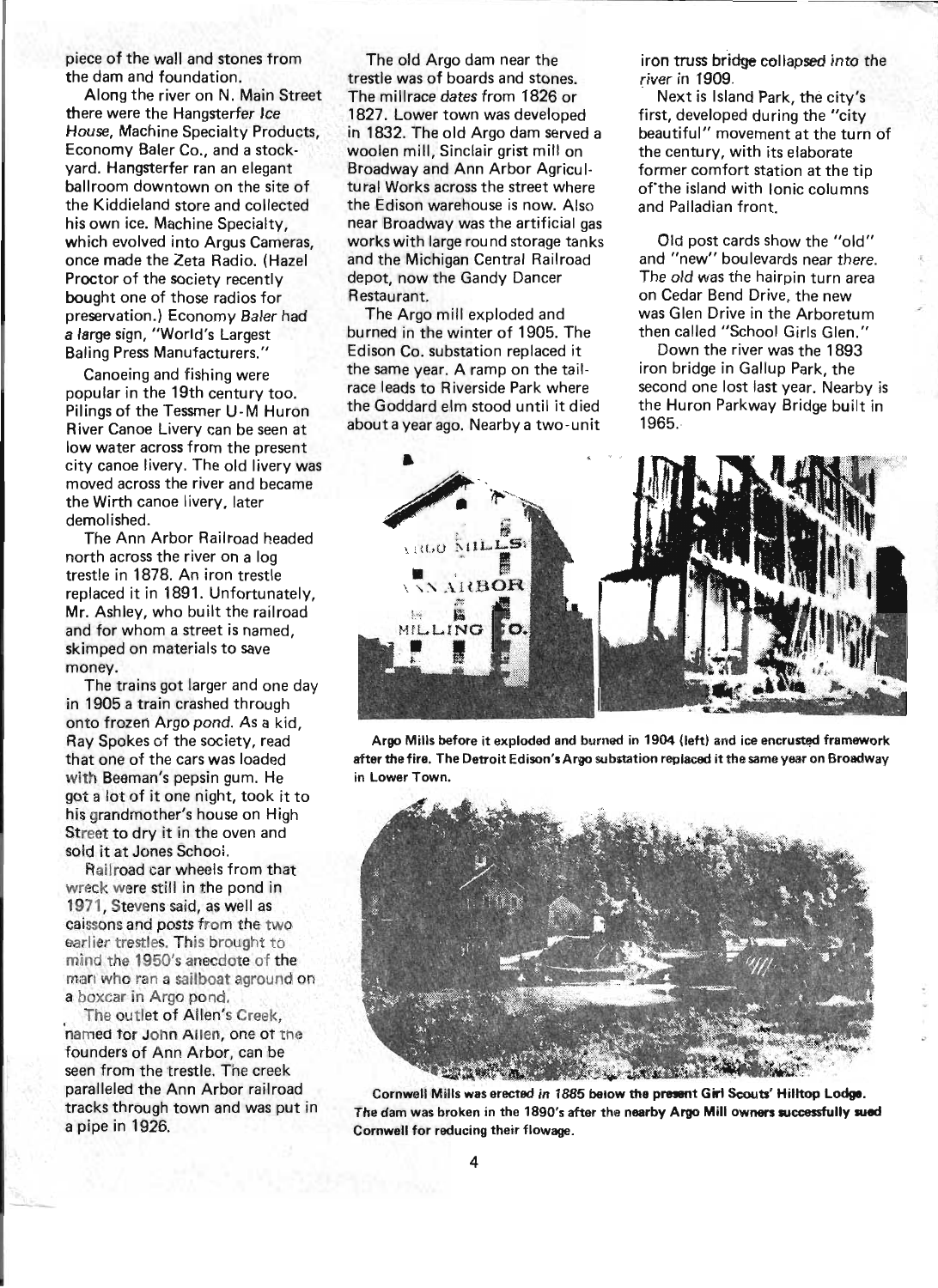piece of the wall and stones from the dam and foundation.

Along the river on N. Main Street there were the Hangsterfer Ice House, Machine Specialty Products, Economy Baler Co., and a stockyard. Hangsterfer ran an elegant ballroom downtown on the site of the Kiddieland store and collected his own ice. Machine Specialty, which evolved into Argus Cameras, once made the Zeta Radio. (Hazel Proctor of the society recently bought one of those radios for preservation.) Economy Baler had a large sign, "World's Largest Baling Press Manufacturers."

Canoeing and fishing were popular in the 19th century too. Pilings of the Tessmer U-M Huron River Canoe Livery can be seen at low water across from the present city canoe livery. The old livery was moved across the river and became the Wirth canoe livery, later demolished.

The Ann Arbor Railroad headed north across the river on a log trestle in 1878. An iron trestle replaced it in 1891. Unfortunately, Mr. Ashley, who built the railroad and for whom a street is named, skimped on materials to save money.

The trains got larger and one day in 1905 a train crashed through onto frozen Argo pond. As a kid, Ray Spokes of the society, read that one of the cars was loaded with Beeman's pepsin gum. He got a lot of it one night, took it to his grandmother's house on High Street to dry it in the oven and sold it at Jones School.

Railroad car wheels from that wreck were still in the pond in 1971, Stevens said, as well as caissons and posts from the two earlier trestles. This brought to mind the 1950's anecdote of the man who ran a sailboat aground on a boxcar in Argo pond.

The outlet of Allen's Creek, named for John Allen, one of the founders of Ann Arbor, can be seen from the trestle. The creek paralleled the Ann Arbor railroad tracks through town and was put in a pipe in 1926.

The old Argo dam near the trestle was of boards and stones. The millrace dates from 1826 or 1827. Lower town was developed in 1832. The old Argo dam served a woolen mill, Sinclair grist mill on Broadway and Ann Arbor Agricultural Works across the street where the Edison warehouse is now. Also near Broadway was the artificial gas works with large round storage tanks and the Michigan Central Railroad depot, now the Gandy Dancer Restaurant.

The Argo mill exploded and burned in the winter of 1905. The Edison Co. substation replaced it the same year. A ramp on the tailrace leads to Riverside Park where the Goddard elm stood until it died about a year ago. Nearby a two-unit iron truss bridge collapsed into the river in 1909.

Next is Island Park, the city's first, developed during the "city beautiful" movement at the turn of the century, with its elaborate former comfort station at the tip of the island with Ionic columns and Palladian front.

Old post cards show the "old" and "new" boulevards near there. The old was the hairpin turn area on Cedar Bend Drive, the new was Glen Drive in the Arboretum then called "School Girls Glen."

Down the river was the 1893 iron bridge in Gallup Park, the second one lost last year. Nearby is the Huron Parkway Bridge built in 1965.

**Argo Mills before it exploded and burned in 1904 (left) and ice encrusted framework after the fire. The Detroit Edison's Argo substation replaced it the same year on Broadway in Lower Town.**

**Cornwell Mills was erected in 1885 below the present Girl Scouts' Hilltop Lodge. The dam was broken in the 1890's after the nearby Argo Mill owners successfully sued Cornwell for reducing their flowage.**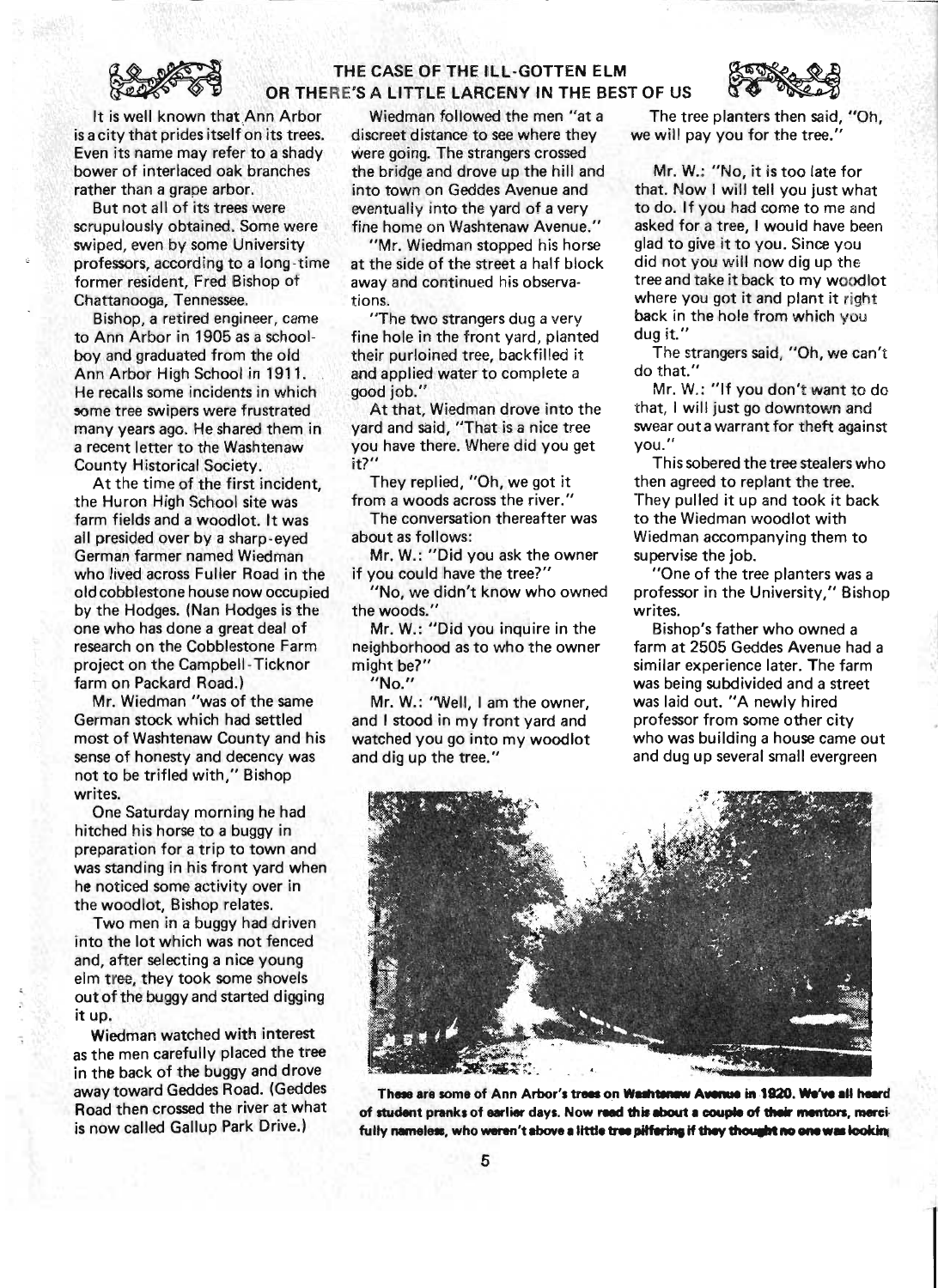## THE CASE OF THE ILL-GOTTEN ELM OR THERE'S A LITTLE LARCENY IN THE BEST OF US

It is well known that Ann Arbor is a city that prides itself on its trees. Even its name may refer to a shady bower of interlaced oak branches rather than a grape arbor.

But not all of its trees were scrupulously obtained. Some were swiped, even by some University professors, according to a long-time former resident, Fred Bishop of Chattanooga, Tennessee.

Bishop, a retired engineer, came to Ann Arbor in 1905 as a schoolboy and graduated from the old Ann Arbor High School in 1911. He recalls some incidents in which some tree swipers were frustrated many years ago. He shared them in a recent letter to the Washtenaw County Historical Society.

At the time of the first incident, the Huron High School site was farm fields and a woodlot. It was all presided over by a sharp-eyed German farmer named Wiedman who lived across Fuller Road in the old cobblestone house now occupied by the Hodges. (Nan Hodges is the one who has done a great deal of research on the Cobblestone Farm project on the Campbell-Ticknor farm on Packard Road.)

Mr. Wiedman "was of the same German stock which had settled most of Washtenaw County and his sense of honesty and decency was not to be trifled with," Bishop writes.

One Saturday morning he had hitched his horse to a buggy in preparation for a trip to town and was standing in his front yard when he noticed some activity over in the woodlot, Bishop relates.

Two men in a buggy had driven into the lot which was not fenced and, after selecting a nice young elm tree, they took some shovels out of the buggy and started digging it up.

Wiedman watched with interest as the men carefully placed the tree in the back of the buggy and drove away toward Geddes Road. (Geddes Road then crossed the river at what is now called Gallup Park Drive.)

Wiedman followed the men "at a discreet distance to see where they were going. The strangers crossed the bridge and drove up the hill and into town on Geddes Avenue and eventually into the yard of a very fine home on Washtenaw Avenue."

"Mr. Wiedman stopped his horse at the side of the street a half block away and continued his observations.

"The two strangers dug a very fine hole in the front yard, planted their purloined tree, backfilled it and applied water to complete a good job."

At that, Wiedman drove into the yard and said, "That is a nice tree you have there. Where did you get it?"

They replied, "Oh, we got it from a woods across the river."

The conversation thereafter was about as follows:

Mr. W.: "Did you ask the owner if you could have the tree?"

"No, we didn't know who owned the woods."

Mr. W.: "Did you inquire in the neighborhood as to who the owner might be?"

"No."

Mr. W.: "Well, I am the owner, and I stood in my front yard and watched you go into my woodlot and dig up the tree."

The tree planters then said, "Oh, we will pay you for the tree."

Mr. W.: "No, it is too late for that. Now I will tell you just what to do. If you had come to me and asked for a tree, I would have been glad to give it to you. Since you did not you will now dig up the tree and take it back to my woodlot where you got it and plant it right back in the hole from which you dug it."

The strangers said, "Oh, we can't do that."

Mr. W.: "If you don't want to do that, I will just go downtown and swear out a warrant for theft against you."

This sobered the tree stealers who then agreed to replant the tree. They pulled it up and took it back to the Wiedman woodlot with Wiedman accompanying them to supervise the job.

"One of the tree planters was a professor in the University," Bishop writes.

Bishop's father who owned a farm at 2505 Geddes Avenue had a similar experience later. The farm was being subdivided and a street was laid out. "A newly hired professor from some other city who was building a house came out and dug up several small evergreen

**These are some of Ann Arbor's trees on Washtenaw Avenue in 1920. We've all heard of student pranks of earlier days. Now read this about a couple of their mentors, mercifully nameless, who weren't above a little tree pilfering if they thought no one was lookin**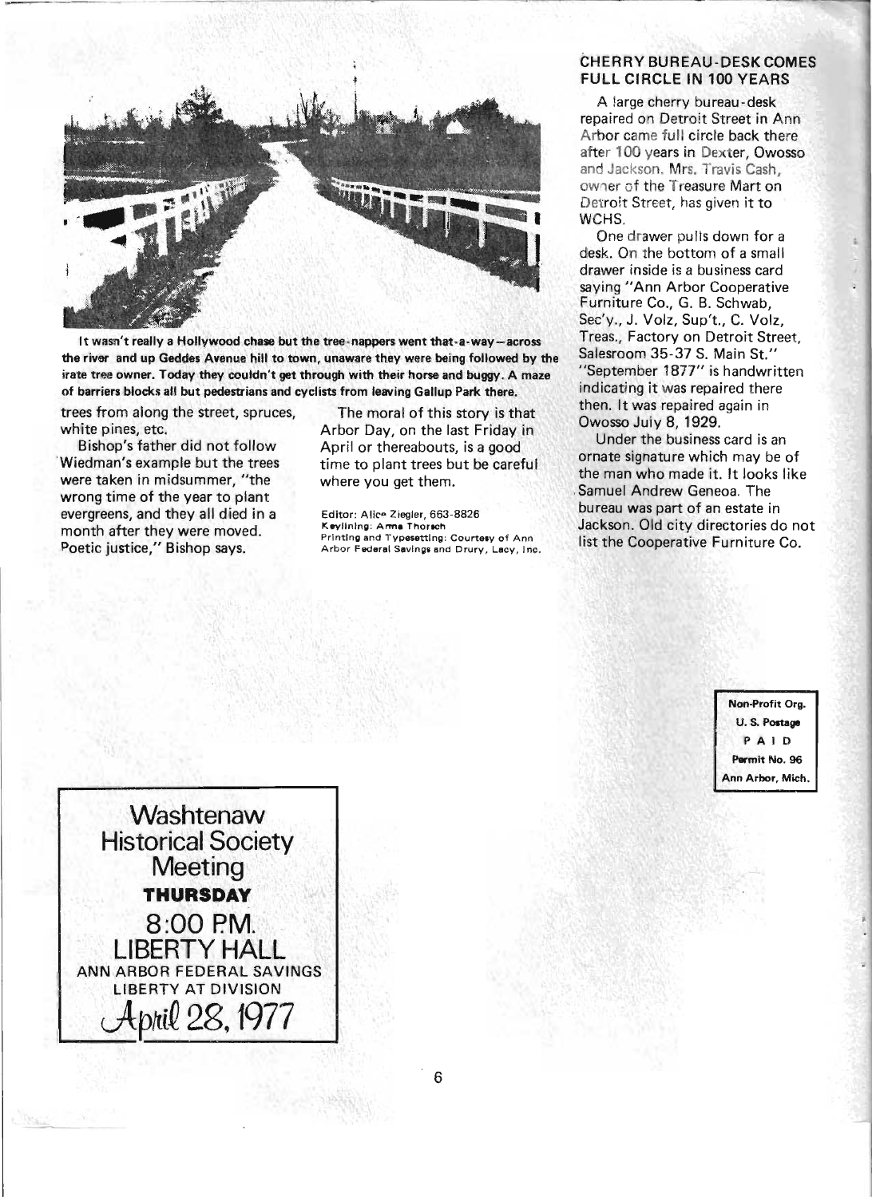It wasn't really a Hollywood chase but the tree-nappers went that-a-way—across the river and up Geddes Avenue hill to town, unaware they were being followed by the irate tree owner. Today they couldn't get through with their horse and buggy. A maze of barriers blocks all but pedestrians and cyclists from leaving Gallup Park there.

trees from along the street, spruces, white pines, etc.

Bishop's father did not follow Wiedman's example but the trees were taken in midsummer, "the wrong time of the year to plant evergreens, and they all died in a month after they were moved. Poetic justice," Bishop says.

The moral of this story is that Arbor Day, on the last Friday in April or thereabouts, is a good time to plant trees but be careful where you get them.

Editor: Alice Ziegler, 663-8826
Keylining: Anna Thorsch
Printing and Typesetting: Courtesy of Ann Arbor Federal Savings and Drury, Lacy, Inc.

## CHERRY BUREAU-DESK COMES FULL CIRCLE IN 100 YEARS

A large cherry bureau-desk repaired on Detroit Street in Ann Arbor came full circle back there after 100 years in Dexter, Owosso and Jackson. Mrs. Travis Cash, owner of the Treasure Mart on Detroit Street, has given it to WCHS.

One drawer pulls down for a desk. On the bottom of a small drawer inside is a business card saying "Ann Arbor Cooperative Furniture Co., G. B. Schwab, Sec'y., J. Volz, Sup't., C. Volz, Treas., Factory on Detroit Street, Salesroom 35-37 S. Main St." "September 1877" is handwritten indicating it was repaired there then. It was repaired again in Owosso July 8, 1929.

Under the business card is an ornate signature which may be of the man who made it. It looks like Samuel Andrew Geneoa. The bureau was part of an estate in Jackson. Old city directories do not list the Cooperative Furniture Co.

Non-Profit Org.
U. S. Postage
PAID
Permit No. 96
Ann Arbor, Mich.

**Washtenaw Historical Society Meeting**

**THURSDAY**

**8:00 P.M.**

**LIBERTY HALL**

ANN ARBOR FEDERAL SAVINGS
LIBERTY AT DIVISION

*April 28, 1977*